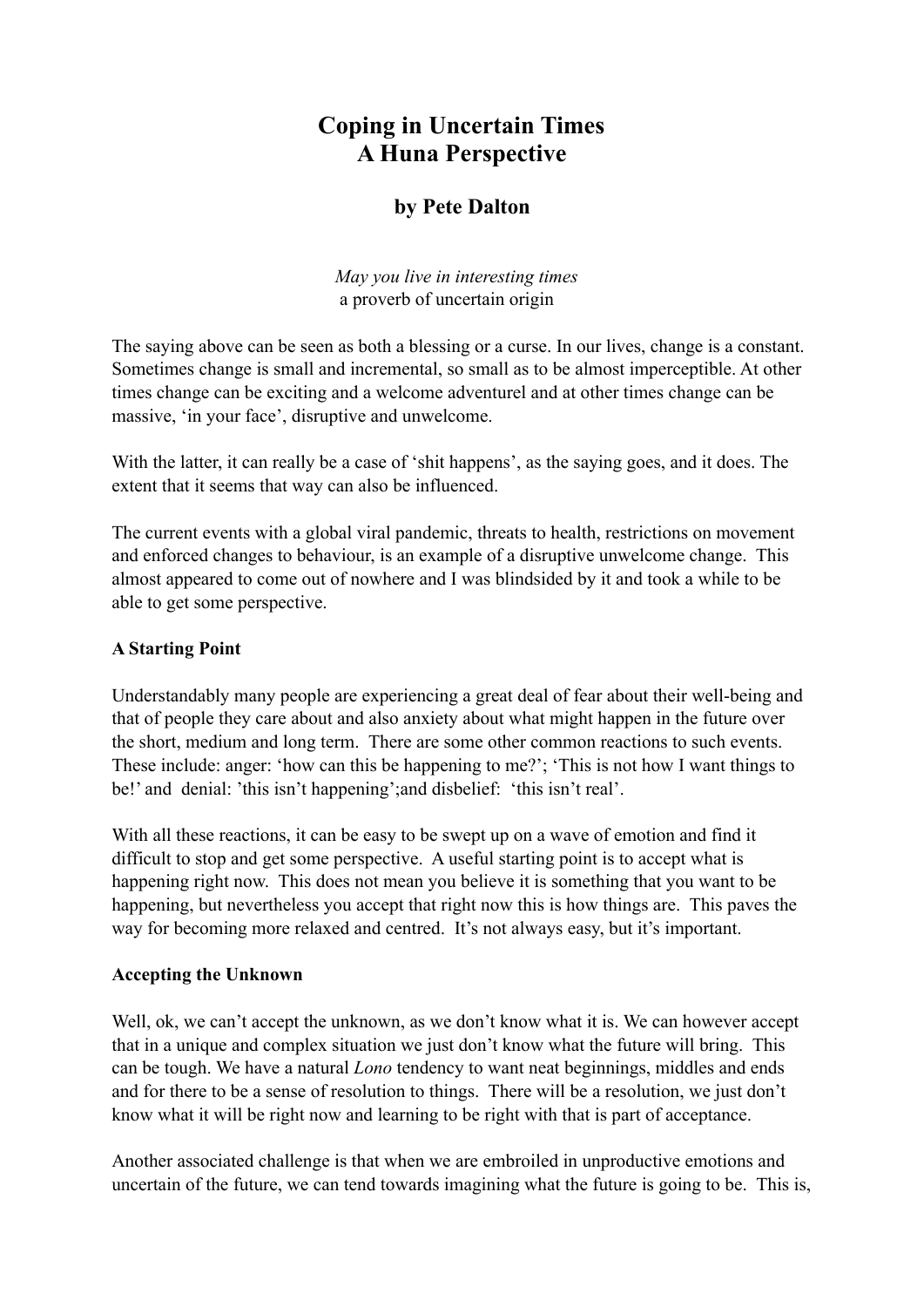# Coping in Uncertain Times
# A Huna Perspective

### by Pete Dalton

*May you live in interesting times*
a proverb of uncertain origin

The saying above can be seen as both a blessing or a curse. In our lives, change is a constant. Sometimes change is small and incremental, so small as to be almost imperceptible. At other times change can be exciting and a welcome adventurel and at other times change can be massive, 'in your face', disruptive and unwelcome.

With the latter, it can really be a case of 'shit happens', as the saying goes, and it does. The extent that it seems that way can also be influenced.

The current events with a global viral pandemic, threats to health, restrictions on movement and enforced changes to behaviour, is an example of a disruptive unwelcome change. This almost appeared to come out of nowhere and I was blindsided by it and took a while to be able to get some perspective.

**A Starting Point**

Understandably many people are experiencing a great deal of fear about their well-being and that of people they care about and also anxiety about what might happen in the future over the short, medium and long term. There are some other common reactions to such events. These include: anger: 'how can this be happening to me?'; 'This is not how I want things to be!' and denial: 'this isn't happening';and disbelief: 'this isn't real'.

With all these reactions, it can be easy to be swept up on a wave of emotion and find it difficult to stop and get some perspective. A useful starting point is to accept what is happening right now. This does not mean you believe it is something that you want to be happening, but nevertheless you accept that right now this is how things are. This paves the way for becoming more relaxed and centred. It's not always easy, but it's important.

**Accepting the Unknown**

Well, ok, we can't accept the unknown, as we don't know what it is. We can however accept that in a unique and complex situation we just don't know what the future will bring. This can be tough. We have a natural *Lono* tendency to want neat beginnings, middles and ends and for there to be a sense of resolution to things. There will be a resolution, we just don't know what it will be right now and learning to be right with that is part of acceptance.

Another associated challenge is that when we are embroiled in unproductive emotions and uncertain of the future, we can tend towards imagining what the future is going to be. This is,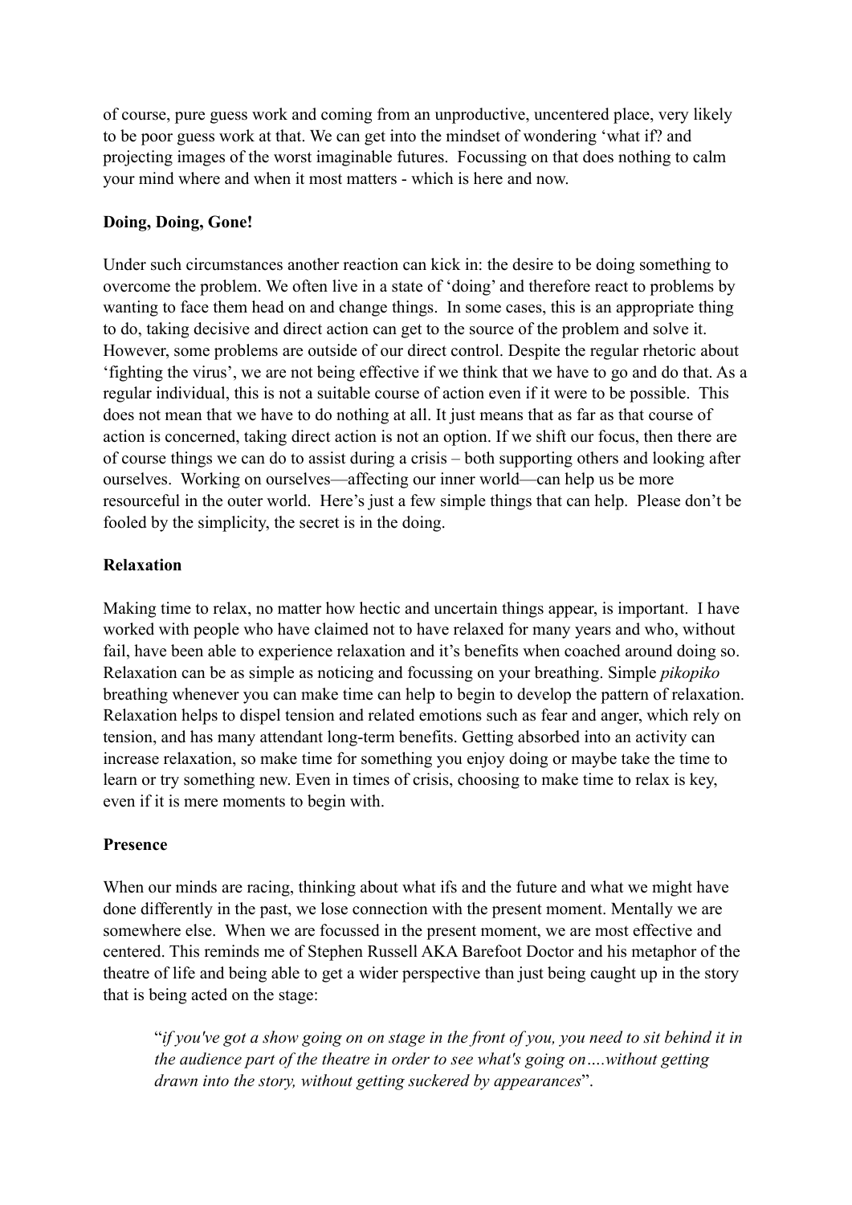of course, pure guess work and coming from an unproductive, uncentered place, very likely to be poor guess work at that. We can get into the mindset of wondering 'what if? and projecting images of the worst imaginable futures. Focussing on that does nothing to calm your mind where and when it most matters - which is here and now.

**Doing, Doing, Gone!**

Under such circumstances another reaction can kick in: the desire to be doing something to overcome the problem. We often live in a state of 'doing' and therefore react to problems by wanting to face them head on and change things. In some cases, this is an appropriate thing to do, taking decisive and direct action can get to the source of the problem and solve it. However, some problems are outside of our direct control. Despite the regular rhetoric about 'fighting the virus', we are not being effective if we think that we have to go and do that. As a regular individual, this is not a suitable course of action even if it were to be possible. This does not mean that we have to do nothing at all. It just means that as far as that course of action is concerned, taking direct action is not an option. If we shift our focus, then there are of course things we can do to assist during a crisis – both supporting others and looking after ourselves. Working on ourselves—affecting our inner world—can help us be more resourceful in the outer world. Here's just a few simple things that can help. Please don't be fooled by the simplicity, the secret is in the doing.

**Relaxation**

Making time to relax, no matter how hectic and uncertain things appear, is important. I have worked with people who have claimed not to have relaxed for many years and who, without fail, have been able to experience relaxation and it's benefits when coached around doing so. Relaxation can be as simple as noticing and focussing on your breathing. Simple *pikopiko* breathing whenever you can make time can help to begin to develop the pattern of relaxation. Relaxation helps to dispel tension and related emotions such as fear and anger, which rely on tension, and has many attendant long-term benefits. Getting absorbed into an activity can increase relaxation, so make time for something you enjoy doing or maybe take the time to learn or try something new. Even in times of crisis, choosing to make time to relax is key, even if it is mere moments to begin with.

**Presence**

When our minds are racing, thinking about what ifs and the future and what we might have done differently in the past, we lose connection with the present moment. Mentally we are somewhere else. When we are focussed in the present moment, we are most effective and centered. This reminds me of Stephen Russell AKA Barefoot Doctor and his metaphor of the theatre of life and being able to get a wider perspective than just being caught up in the story that is being acted on the stage:

> "*if you've got a show going on on stage in the front of you, you need to sit behind it in the audience part of the theatre in order to see what's going on….without getting drawn into the story, without getting suckered by appearances*".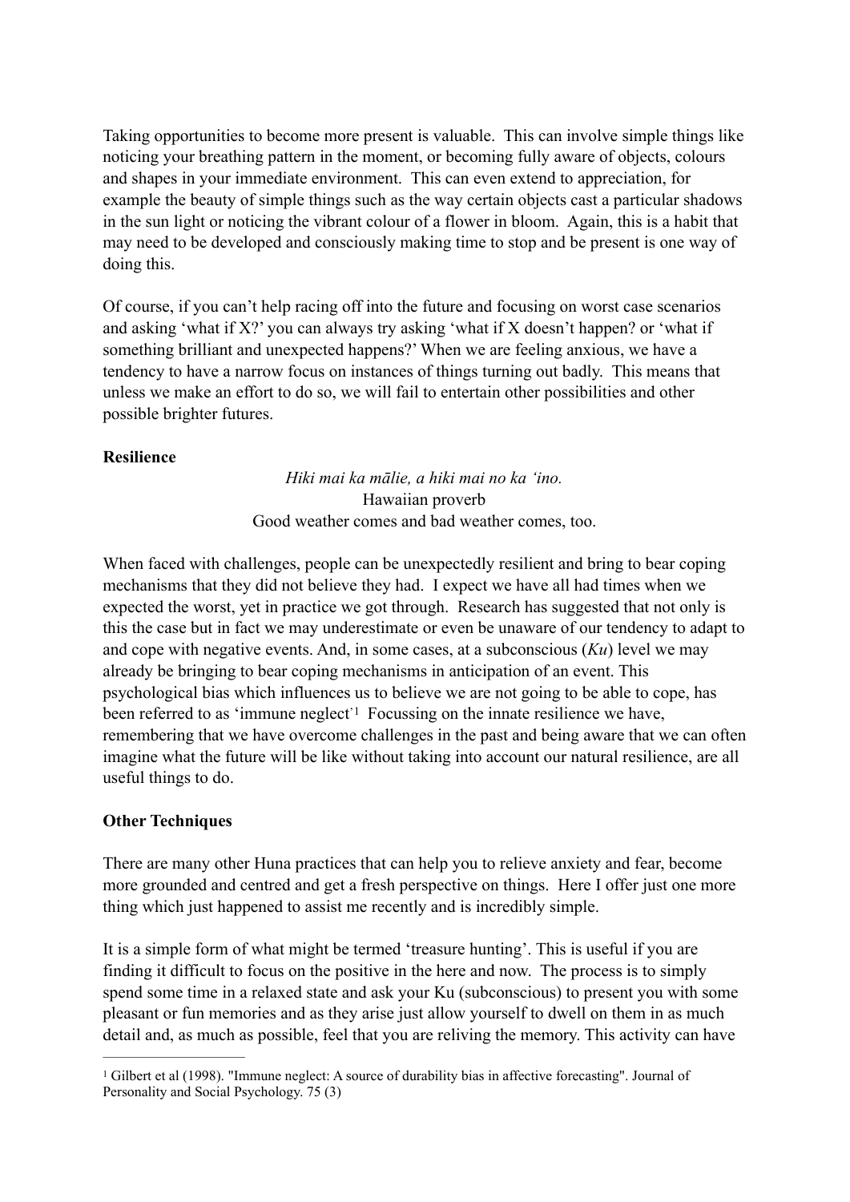Taking opportunities to become more present is valuable. This can involve simple things like noticing your breathing pattern in the moment, or becoming fully aware of objects, colours and shapes in your immediate environment. This can even extend to appreciation, for example the beauty of simple things such as the way certain objects cast a particular shadows in the sun light or noticing the vibrant colour of a flower in bloom. Again, this is a habit that may need to be developed and consciously making time to stop and be present is one way of doing this.

Of course, if you can't help racing off into the future and focusing on worst case scenarios and asking 'what if X?' you can always try asking 'what if X doesn't happen? or 'what if something brilliant and unexpected happens?' When we are feeling anxious, we have a tendency to have a narrow focus on instances of things turning out badly. This means that unless we make an effort to do so, we will fail to entertain other possibilities and other possible brighter futures.

**Resilience**

*Hiki mai ka mālie, a hiki mai no ka 'ino.*
Hawaiian proverb
Good weather comes and bad weather comes, too.

When faced with challenges, people can be unexpectedly resilient and bring to bear coping mechanisms that they did not believe they had. I expect we have all had times when we expected the worst, yet in practice we got through. Research has suggested that not only is this the case but in fact we may underestimate or even be unaware of our tendency to adapt to and cope with negative events. And, in some cases, at a subconscious (*Ku*) level we may already be bringing to bear coping mechanisms in anticipation of an event. This psychological bias which influences us to believe we are not going to be able to cope, has been referred to as 'immune neglect'[1] Focussing on the innate resilience we have, remembering that we have overcome challenges in the past and being aware that we can often imagine what the future will be like without taking into account our natural resilience, are all useful things to do.

**Other Techniques**

There are many other Huna practices that can help you to relieve anxiety and fear, become more grounded and centred and get a fresh perspective on things. Here I offer just one more thing which just happened to assist me recently and is incredibly simple.

It is a simple form of what might be termed 'treasure hunting'. This is useful if you are finding it difficult to focus on the positive in the here and now. The process is to simply spend some time in a relaxed state and ask your Ku (subconscious) to present you with some pleasant or fun memories and as they arise just allow yourself to dwell on them in as much detail and, as much as possible, feel that you are reliving the memory. This activity can have

---

[1] Gilbert et al (1998). "Immune neglect: A source of durability bias in affective forecasting". Journal of Personality and Social Psychology. 75 (3)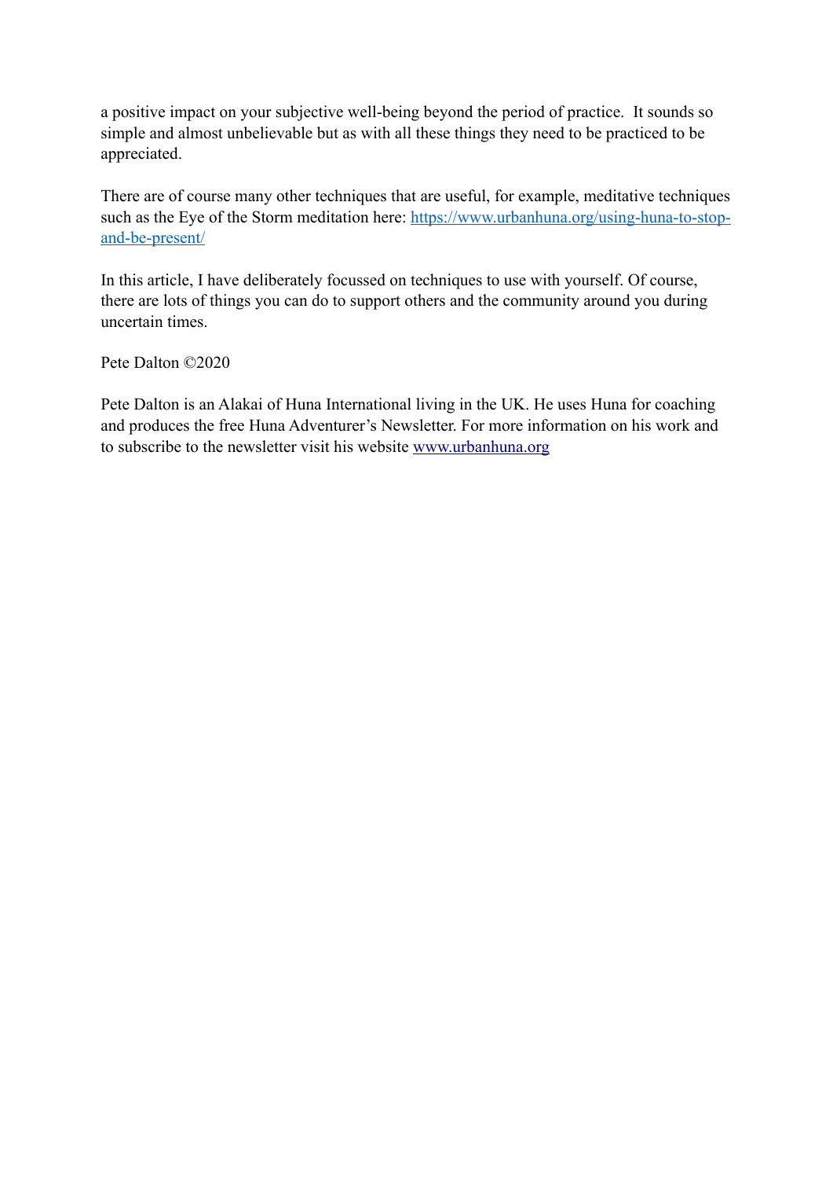a positive impact on your subjective well-being beyond the period of practice. It sounds so simple and almost unbelievable but as with all these things they need to be practiced to be appreciated.

There are of course many other techniques that are useful, for example, meditative techniques such as the Eye of the Storm meditation here: [https://www.urbanhuna.org/using-huna-to-stop-and-be-present/](https://www.urbanhuna.org/using-huna-to-stop-and-be-present/)

In this article, I have deliberately focussed on techniques to use with yourself. Of course, there are lots of things you can do to support others and the community around you during uncertain times.

Pete Dalton ©2020

Pete Dalton is an Alakai of Huna International living in the UK. He uses Huna for coaching and produces the free Huna Adventurer's Newsletter. For more information on his work and to subscribe to the newsletter visit his website [www.urbanhuna.org](http://www.urbanhuna.org)